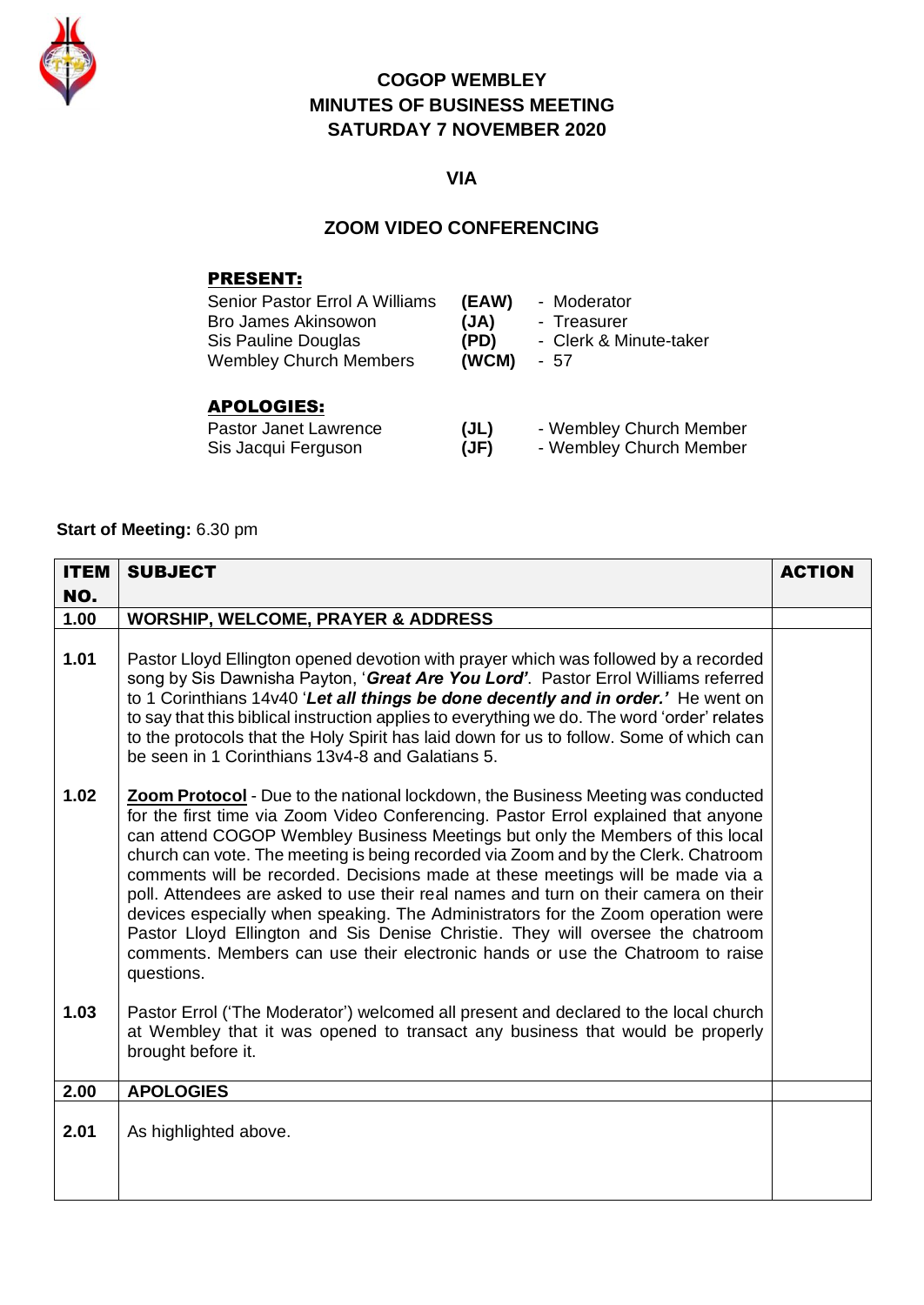# COGOP WEMBLEY
# MINUTES OF BUSINESS MEETING
# SATURDAY 7 NOVEMBER 2020

## VIA

## ZOOM VIDEO CONFERENCING

**PRESENT:**

| | | |
|---|---|---|
| Senior Pastor Errol A Williams | **(EAW)** | - Moderator |
| Bro James Akinsowon | **(JA)** | - Treasurer |
| Sis Pauline Douglas | **(PD)** | - Clerk & Minute-taker |
| Wembley Church Members | **(WCM)** | - 57 |

**APOLOGIES:**

| | | |
|---|---|---|
| Pastor Janet Lawrence | **(JL)** | - Wembley Church Member |
| Sis Jacqui Ferguson | **(JF)** | - Wembley Church Member |

**Start of Meeting:** 6.30 pm

| ITEM NO. | SUBJECT | ACTION |
|---|---|---|
| **1.00** | **WORSHIP, WELCOME, PRAYER & ADDRESS** | |
| **1.01** | Pastor Lloyd Ellington opened devotion with prayer which was followed by a recorded song by Sis Dawnisha Payton, '***Great Are You Lord'***. Pastor Errol Williams referred to 1 Corinthians 14v40 '***Let all things be done decently and in order.'*** He went on to say that this biblical instruction applies to everything we do. The word 'order' relates to the protocols that the Holy Spirit has laid down for us to follow. Some of which can be seen in 1 Corinthians 13v4-8 and Galatians 5. | |
| **1.02** | **Zoom Protocol** - Due to the national lockdown, the Business Meeting was conducted for the first time via Zoom Video Conferencing. Pastor Errol explained that anyone can attend COGOP Wembley Business Meetings but only the Members of this local church can vote. The meeting is being recorded via Zoom and by the Clerk. Chatroom comments will be recorded. Decisions made at these meetings will be made via a poll. Attendees are asked to use their real names and turn on their camera on their devices especially when speaking. The Administrators for the Zoom operation were Pastor Lloyd Ellington and Sis Denise Christie. They will oversee the chatroom comments. Members can use their electronic hands or use the Chatroom to raise questions. | |
| **1.03** | Pastor Errol ('The Moderator') welcomed all present and declared to the local church at Wembley that it was opened to transact any business that would be properly brought before it. | |
| **2.00** | **APOLOGIES** | |
| **2.01** | As highlighted above. | |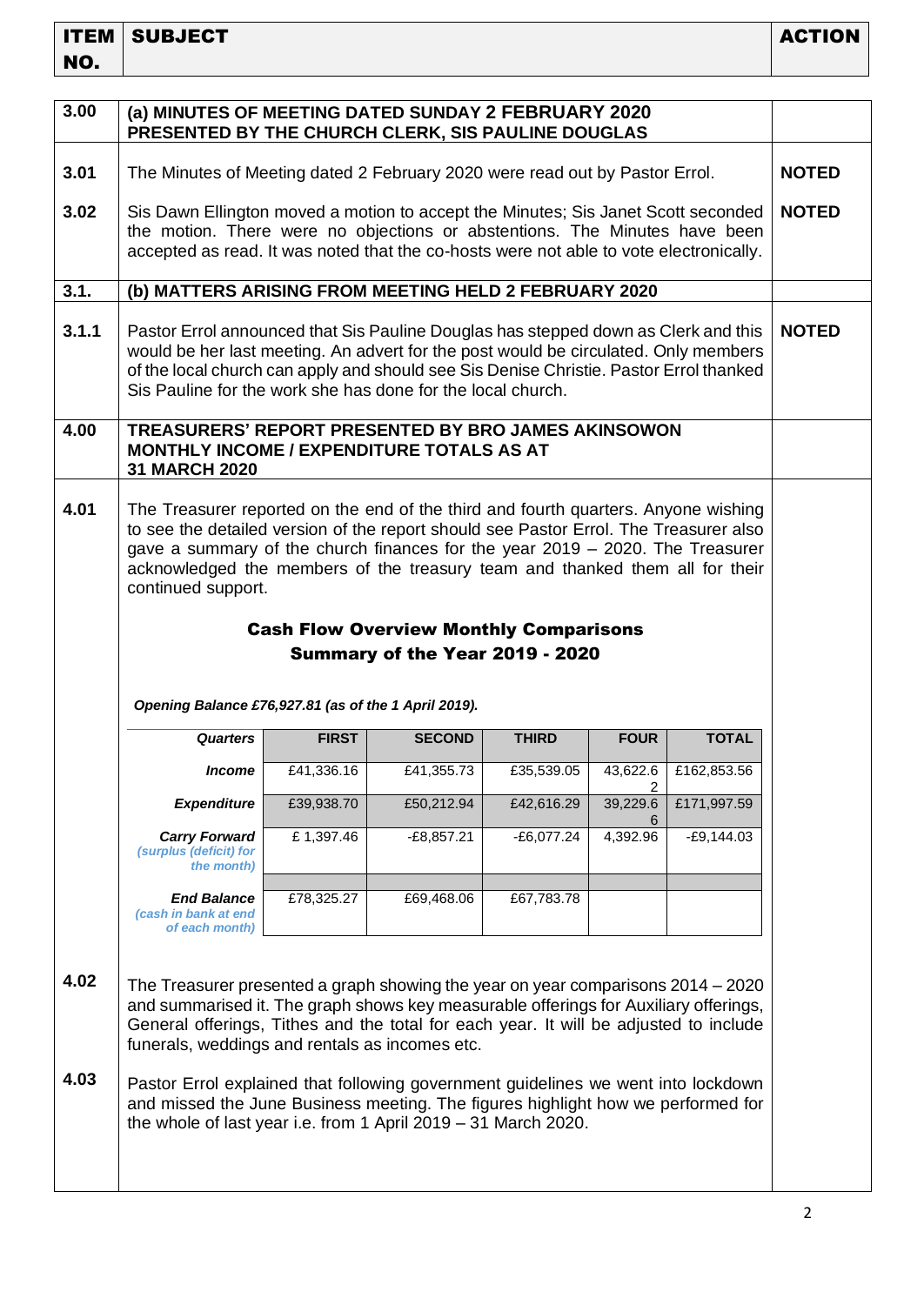| ITEM NO. | SUBJECT | ACTION |
|---|---|---|
| **3.00** | **(a) MINUTES OF MEETING DATED SUNDAY 2 FEBRUARY 2020 PRESENTED BY THE CHURCH CLERK, SIS PAULINE DOUGLAS** | |
| **3.01** | The Minutes of Meeting dated 2 February 2020 were read out by Pastor Errol. | **NOTED** |
| **3.02** | Sis Dawn Ellington moved a motion to accept the Minutes; Sis Janet Scott seconded the motion. There were no objections or abstentions. The Minutes have been accepted as read. It was noted that the co-hosts were not able to vote electronically. | **NOTED** |
| **3.1.** | **(b) MATTERS ARISING FROM MEETING HELD 2 FEBRUARY 2020** | |
| **3.1.1** | Pastor Errol announced that Sis Pauline Douglas has stepped down as Clerk and this would be her last meeting. An advert for the post would be circulated. Only members of the local church can apply and should see Sis Denise Christie. Pastor Errol thanked Sis Pauline for the work she has done for the local church. | **NOTED** |
| **4.00** | **TREASURERS' REPORT PRESENTED BY BRO JAMES AKINSOWON MONTHLY INCOME / EXPENDITURE TOTALS AS AT 31 MARCH 2020** | |
| **4.01** | The Treasurer reported on the end of the third and fourth quarters. Anyone wishing to see the detailed version of the report should see Pastor Errol. The Treasurer also gave a summary of the church finances for the year 2019 – 2020. The Treasurer acknowledged the members of the treasury team and thanked them all for their continued support. | |

## Cash Flow Overview Monthly Comparisons
## Summary of the Year 2019 - 2020

***Opening Balance £76,927.81 (as of the 1 April 2019).***

| *Quarters* | FIRST | SECOND | THIRD | FOUR | TOTAL |
|---|---|---|---|---|---|
| ***Income*** | £41,336.16 | £41,355.73 | £35,539.05 | 43,622.62 | £162,853.56 |
| ***Expenditure*** | £39,938.70 | £50,212.94 | £42,616.29 | 39,229.66 | £171,997.59 |
| ***Carry Forward*** *(surplus (deficit) for the month)* | £ 1,397.46 | -£8,857.21 | -£6,077.24 | 4,392.96 | -£9,144.03 |
| | | | | | |
| ***End Balance*** *(cash in bank at end of each month)* | £78,325.27 | £69,468.06 | £67,783.78 | | |

| ITEM NO. | SUBJECT | ACTION |
|---|---|---|
| **4.02** | The Treasurer presented a graph showing the year on year comparisons 2014 – 2020 and summarised it. The graph shows key measurable offerings for Auxiliary offerings, General offerings, Tithes and the total for each year. It will be adjusted to include funerals, weddings and rentals as incomes etc. | |
| **4.03** | Pastor Errol explained that following government guidelines we went into lockdown and missed the June Business meeting. The figures highlight how we performed for the whole of last year i.e. from 1 April 2019 – 31 March 2020. | |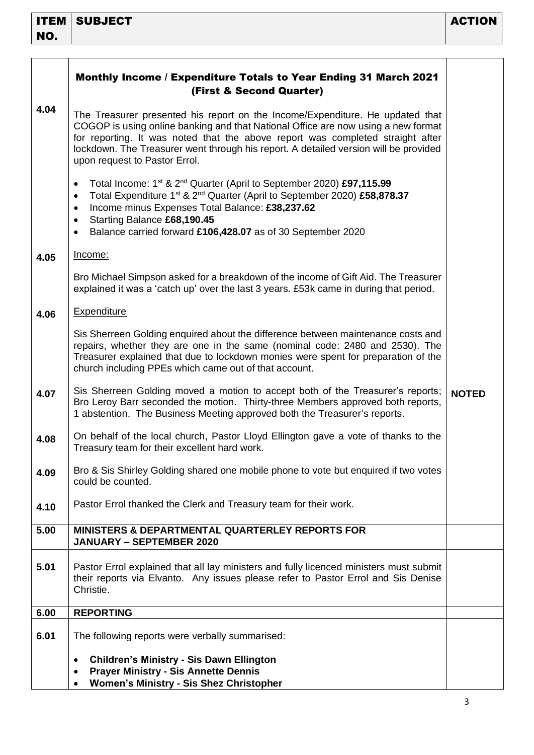| ITEM NO. | SUBJECT | ACTION |
|---|---|---|
| | **Monthly Income / Expenditure Totals to Year Ending 31 March 2021 (First & Second Quarter)** | |
| **4.04** | The Treasurer presented his report on the Income/Expenditure. He updated that COGOP is using online banking and that National Office are now using a new format for reporting. It was noted that the above report was completed straight after lockdown. The Treasurer went through his report. A detailed version will be provided upon request to Pastor Errol.<br><br>• Total Income: 1st & 2nd Quarter (April to September 2020) **£97,115.99**<br>• Total Expenditure 1st & 2nd Quarter (April to September 2020) **£58,878.37**<br>• Income minus Expenses Total Balance: **£38,237.62**<br>• Starting Balance **£68,190.45**<br>• Balance carried forward **£106,428.07** as of 30 September 2020 | |
| **4.05** | Income:<br><br>Bro Michael Simpson asked for a breakdown of the income of Gift Aid. The Treasurer explained it was a 'catch up' over the last 3 years. £53k came in during that period. | |
| **4.06** | Expenditure<br><br>Sis Sherreen Golding enquired about the difference between maintenance costs and repairs, whether they are one in the same (nominal code: 2480 and 2530). The Treasurer explained that due to lockdown monies were spent for preparation of the church including PPEs which came out of that account. | |
| **4.07** | Sis Sherreen Golding moved a motion to accept both of the Treasurer's reports; Bro Leroy Barr seconded the motion. Thirty-three Members approved both reports, 1 abstention. The Business Meeting approved both the Treasurer's reports. | **NOTED** |
| **4.08** | On behalf of the local church, Pastor Lloyd Ellington gave a vote of thanks to the Treasury team for their excellent hard work. | |
| **4.09** | Bro & Sis Shirley Golding shared one mobile phone to vote but enquired if two votes could be counted. | |
| **4.10** | Pastor Errol thanked the Clerk and Treasury team for their work. | |
| **5.00** | **MINISTERS & DEPARTMENTAL QUARTERLY REPORTS FOR JANUARY – SEPTEMBER 2020** | |
| **5.01** | Pastor Errol explained that all lay ministers and fully licenced ministers must submit their reports via Elvanto. Any issues please refer to Pastor Errol and Sis Denise Christie. | |
| **6.00** | **REPORTING** | |
| **6.01** | The following reports were verbally summarised:<br><br>• **Children's Ministry - Sis Dawn Ellington**<br>• **Prayer Ministry - Sis Annette Dennis**<br>• **Women's Ministry - Sis Shez Christopher** | |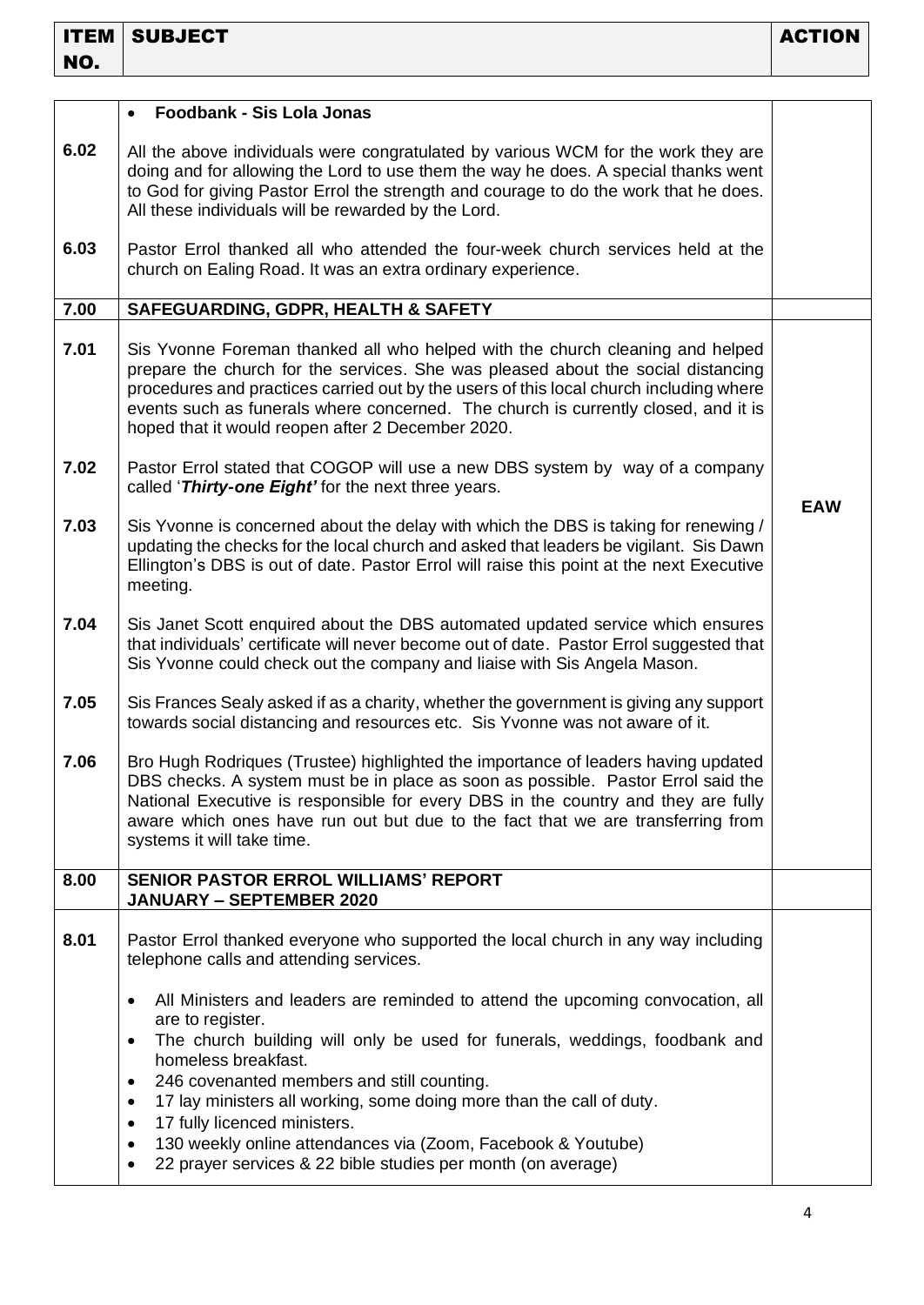| ITEM NO. | SUBJECT | ACTION |
|---|---|---|
| | • **Foodbank - Sis Lola Jonas** | |
| 6.02 | All the above individuals were congratulated by various WCM for the work they are doing and for allowing the Lord to use them the way he does. A special thanks went to God for giving Pastor Errol the strength and courage to do the work that he does. All these individuals will be rewarded by the Lord. | |
| 6.03 | Pastor Errol thanked all who attended the four-week church services held at the church on Ealing Road. It was an extra ordinary experience. | |
| **7.00** | **SAFEGUARDING, GDPR, HEALTH & SAFETY** | |
| 7.01 | Sis Yvonne Foreman thanked all who helped with the church cleaning and helped prepare the church for the services. She was pleased about the social distancing procedures and practices carried out by the users of this local church including where events such as funerals where concerned. The church is currently closed, and it is hoped that it would reopen after 2 December 2020. | |
| 7.02 | Pastor Errol stated that COGOP will use a new DBS system by way of a company called '***Thirty-one Eight'*** for the next three years. | |
| 7.03 | Sis Yvonne is concerned about the delay with which the DBS is taking for renewing / updating the checks for the local church and asked that leaders be vigilant. Sis Dawn Ellington's DBS is out of date. Pastor Errol will raise this point at the next Executive meeting. | **EAW** |
| 7.04 | Sis Janet Scott enquired about the DBS automated updated service which ensures that individuals' certificate will never become out of date. Pastor Errol suggested that Sis Yvonne could check out the company and liaise with Sis Angela Mason. | |
| 7.05 | Sis Frances Sealy asked if as a charity, whether the government is giving any support towards social distancing and resources etc. Sis Yvonne was not aware of it. | |
| 7.06 | Bro Hugh Rodriques (Trustee) highlighted the importance of leaders having updated DBS checks. A system must be in place as soon as possible. Pastor Errol said the National Executive is responsible for every DBS in the country and they are fully aware which ones have run out but due to the fact that we are transferring from systems it will take time. | |
| **8.00** | **SENIOR PASTOR ERROL WILLIAMS' REPORT JANUARY – SEPTEMBER 2020** | |
| 8.01 | Pastor Errol thanked everyone who supported the local church in any way including telephone calls and attending services.<br><br>• All Ministers and leaders are reminded to attend the upcoming convocation, all are to register.<br>• The church building will only be used for funerals, weddings, foodbank and homeless breakfast.<br>• 246 covenanted members and still counting.<br>• 17 lay ministers all working, some doing more than the call of duty.<br>• 17 fully licenced ministers.<br>• 130 weekly online attendances via (Zoom, Facebook & Youtube)<br>• 22 prayer services & 22 bible studies per month (on average) | |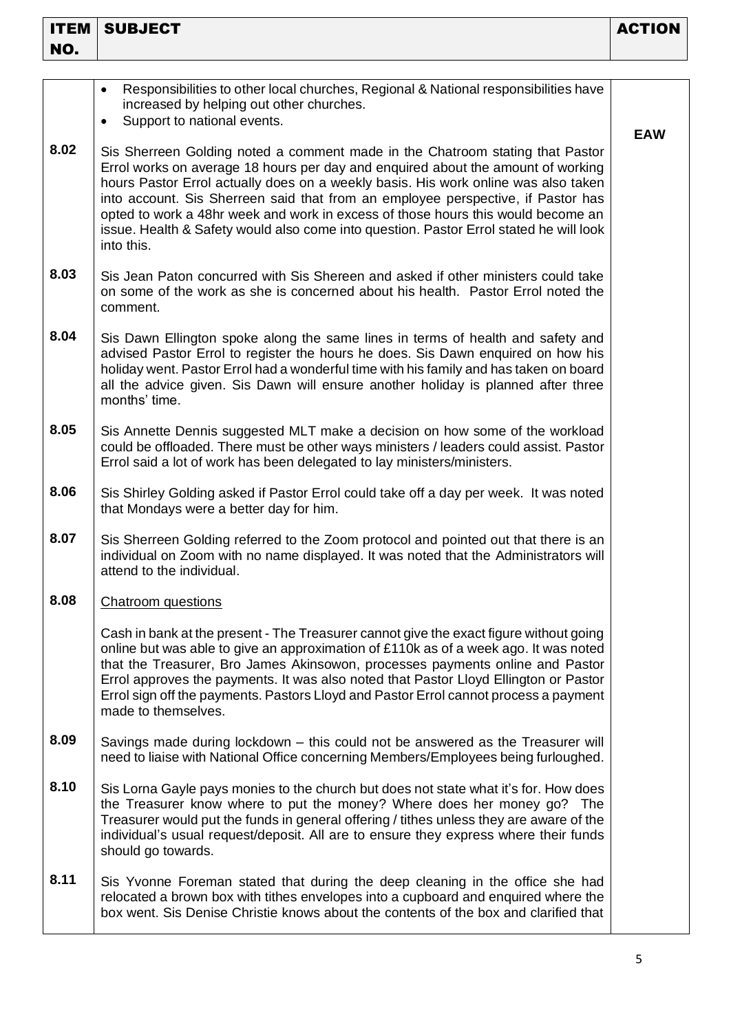| ITEM NO. | SUBJECT | ACTION |
|---|---|---|
| | • Responsibilities to other local churches, Regional & National responsibilities have increased by helping out other churches.<br>• Support to national events. | |
| **8.02** | Sis Sherreen Golding noted a comment made in the Chatroom stating that Pastor Errol works on average 18 hours per day and enquired about the amount of working hours Pastor Errol actually does on a weekly basis. His work online was also taken into account. Sis Sherreen said that from an employee perspective, if Pastor has opted to work a 48hr week and work in excess of those hours this would become an issue. Health & Safety would also come into question. Pastor Errol stated he will look into this. | **EAW** |
| **8.03** | Sis Jean Paton concurred with Sis Shereen and asked if other ministers could take on some of the work as she is concerned about his health. Pastor Errol noted the comment. | |
| **8.04** | Sis Dawn Ellington spoke along the same lines in terms of health and safety and advised Pastor Errol to register the hours he does. Sis Dawn enquired on how his holiday went. Pastor Errol had a wonderful time with his family and has taken on board all the advice given. Sis Dawn will ensure another holiday is planned after three months' time. | |
| **8.05** | Sis Annette Dennis suggested MLT make a decision on how some of the workload could be offloaded. There must be other ways ministers / leaders could assist. Pastor Errol said a lot of work has been delegated to lay ministers/ministers. | |
| **8.06** | Sis Shirley Golding asked if Pastor Errol could take off a day per week. It was noted that Mondays were a better day for him. | |
| **8.07** | Sis Sherreen Golding referred to the Zoom protocol and pointed out that there is an individual on Zoom with no name displayed. It was noted that the Administrators will attend to the individual. | |
| **8.08** | Chatroom questions<br><br>Cash in bank at the present - The Treasurer cannot give the exact figure without going online but was able to give an approximation of £110k as of a week ago. It was noted that the Treasurer, Bro James Akinsowon, processes payments online and Pastor Errol approves the payments. It was also noted that Pastor Lloyd Ellington or Pastor Errol sign off the payments. Pastors Lloyd and Pastor Errol cannot process a payment made to themselves. | |
| **8.09** | Savings made during lockdown – this could not be answered as the Treasurer will need to liaise with National Office concerning Members/Employees being furloughed. | |
| **8.10** | Sis Lorna Gayle pays monies to the church but does not state what it's for. How does the Treasurer know where to put the money? Where does her money go? The Treasurer would put the funds in general offering / tithes unless they are aware of the individual's usual request/deposit. All are to ensure they express where their funds should go towards. | |
| **8.11** | Sis Yvonne Foreman stated that during the deep cleaning in the office she had relocated a brown box with tithes envelopes into a cupboard and enquired where the box went. Sis Denise Christie knows about the contents of the box and clarified that | |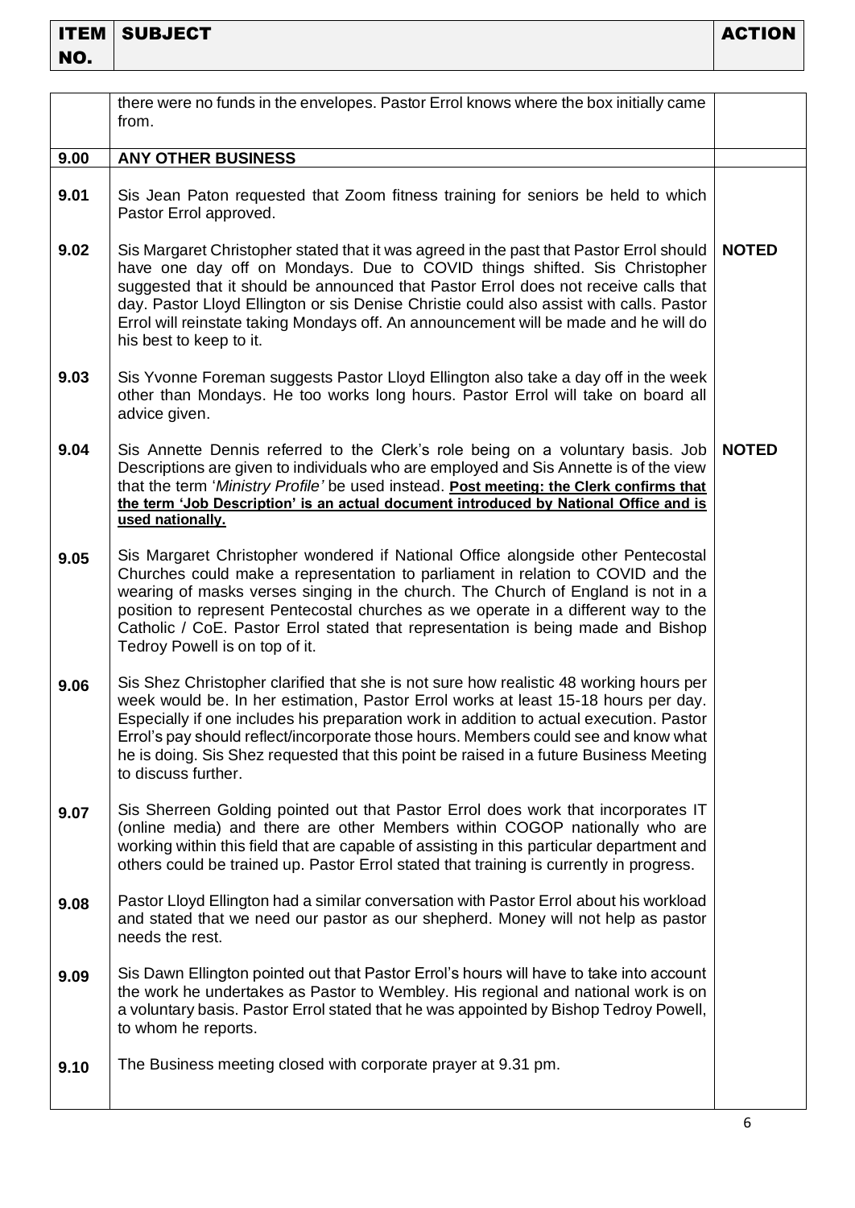| ITEM NO. | SUBJECT | ACTION |
|---|---|---|
| | there were no funds in the envelopes. Pastor Errol knows where the box initially came from. | |
| **9.00** | **ANY OTHER BUSINESS** | |
| **9.01** | Sis Jean Paton requested that Zoom fitness training for seniors be held to which Pastor Errol approved. | |
| **9.02** | Sis Margaret Christopher stated that it was agreed in the past that Pastor Errol should have one day off on Mondays. Due to COVID things shifted. Sis Christopher suggested that it should be announced that Pastor Errol does not receive calls that day. Pastor Lloyd Ellington or sis Denise Christie could also assist with calls. Pastor Errol will reinstate taking Mondays off. An announcement will be made and he will do his best to keep to it. | **NOTED** |
| **9.03** | Sis Yvonne Foreman suggests Pastor Lloyd Ellington also take a day off in the week other than Mondays. He too works long hours. Pastor Errol will take on board all advice given. | |
| **9.04** | Sis Annette Dennis referred to the Clerk's role being on a voluntary basis. Job Descriptions are given to individuals who are employed and Sis Annette is of the view that the term '*Ministry Profile'* be used instead. **<u>Post meeting: the Clerk confirms that the term 'Job Description' is an actual document introduced by National Office and is used nationally.</u>** | **NOTED** |
| **9.05** | Sis Margaret Christopher wondered if National Office alongside other Pentecostal Churches could make a representation to parliament in relation to COVID and the wearing of masks verses singing in the church. The Church of England is not in a position to represent Pentecostal churches as we operate in a different way to the Catholic / CoE. Pastor Errol stated that representation is being made and Bishop Tedroy Powell is on top of it. | |
| **9.06** | Sis Shez Christopher clarified that she is not sure how realistic 48 working hours per week would be. In her estimation, Pastor Errol works at least 15-18 hours per day. Especially if one includes his preparation work in addition to actual execution. Pastor Errol's pay should reflect/incorporate those hours. Members could see and know what he is doing. Sis Shez requested that this point be raised in a future Business Meeting to discuss further. | |
| **9.07** | Sis Sherreen Golding pointed out that Pastor Errol does work that incorporates IT (online media) and there are other Members within COGOP nationally who are working within this field that are capable of assisting in this particular department and others could be trained up. Pastor Errol stated that training is currently in progress. | |
| **9.08** | Pastor Lloyd Ellington had a similar conversation with Pastor Errol about his workload and stated that we need our pastor as our shepherd. Money will not help as pastor needs the rest. | |
| **9.09** | Sis Dawn Ellington pointed out that Pastor Errol's hours will have to take into account the work he undertakes as Pastor to Wembley. His regional and national work is on a voluntary basis. Pastor Errol stated that he was appointed by Bishop Tedroy Powell, to whom he reports. | |
| **9.10** | The Business meeting closed with corporate prayer at 9.31 pm. | |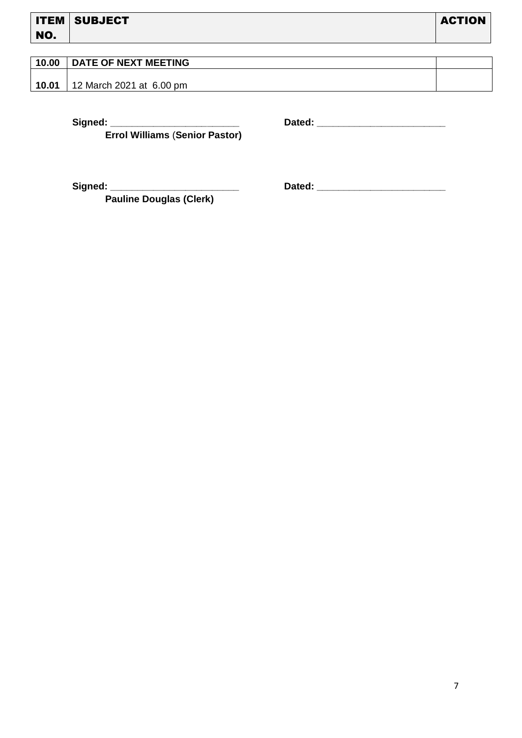| ITEM NO. | SUBJECT | ACTION |
|---|---|---|
| **10.00** | **DATE OF NEXT MEETING** | |
| **10.01** | 12 March 2021 at 6.00 pm | |

**Signed:** ________________________ **Dated:** ________________________

**Errol Williams (Senior Pastor)**

**Signed:** ________________________ **Dated:** ________________________

**Pauline Douglas (Clerk)**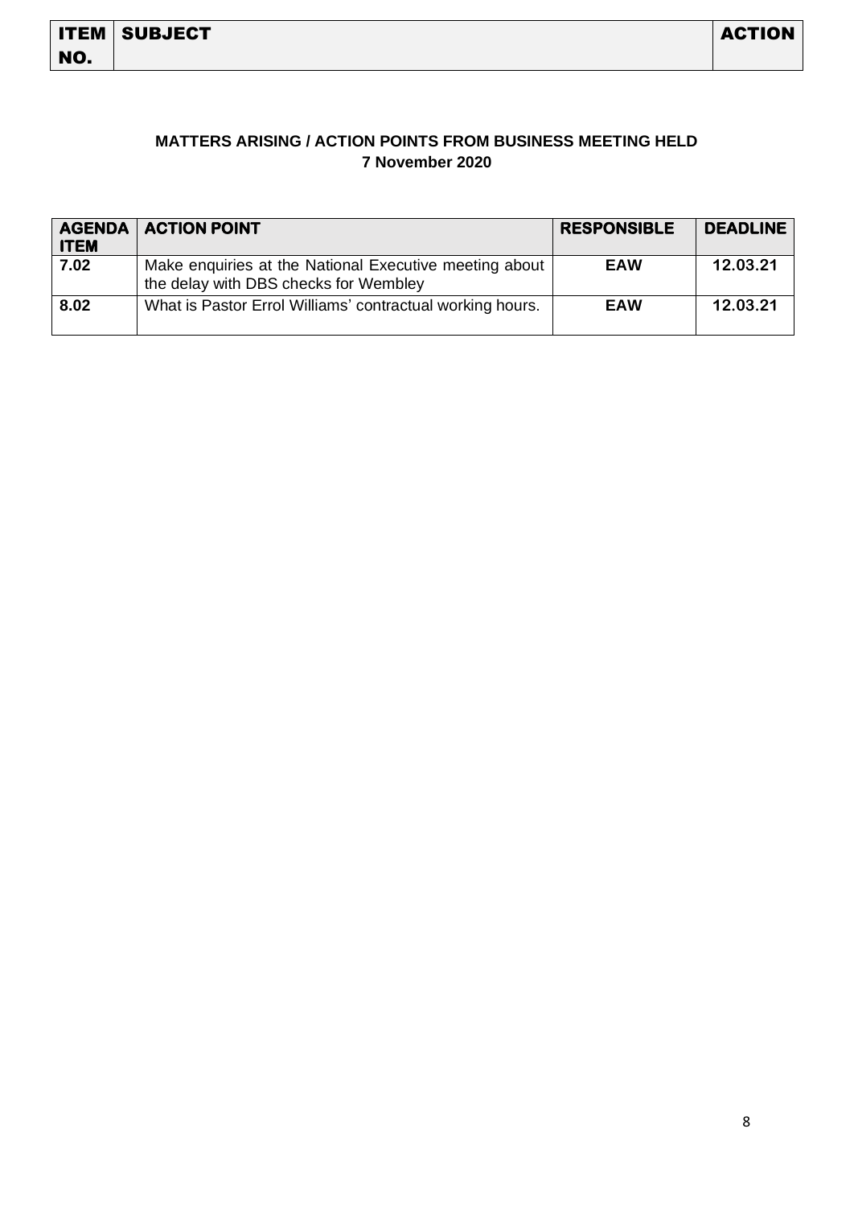| ITEM NO. | SUBJECT | ACTION |
|---|---|---|

**MATTERS ARISING / ACTION POINTS FROM BUSINESS MEETING HELD**
**7 November 2020**

| AGENDA ITEM | ACTION POINT | RESPONSIBLE | DEADLINE |
|---|---|---|---|
| **7.02** | Make enquiries at the National Executive meeting about the delay with DBS checks for Wembley | **EAW** | **12.03.21** |
| **8.02** | What is Pastor Errol Williams' contractual working hours. | **EAW** | **12.03.21** |